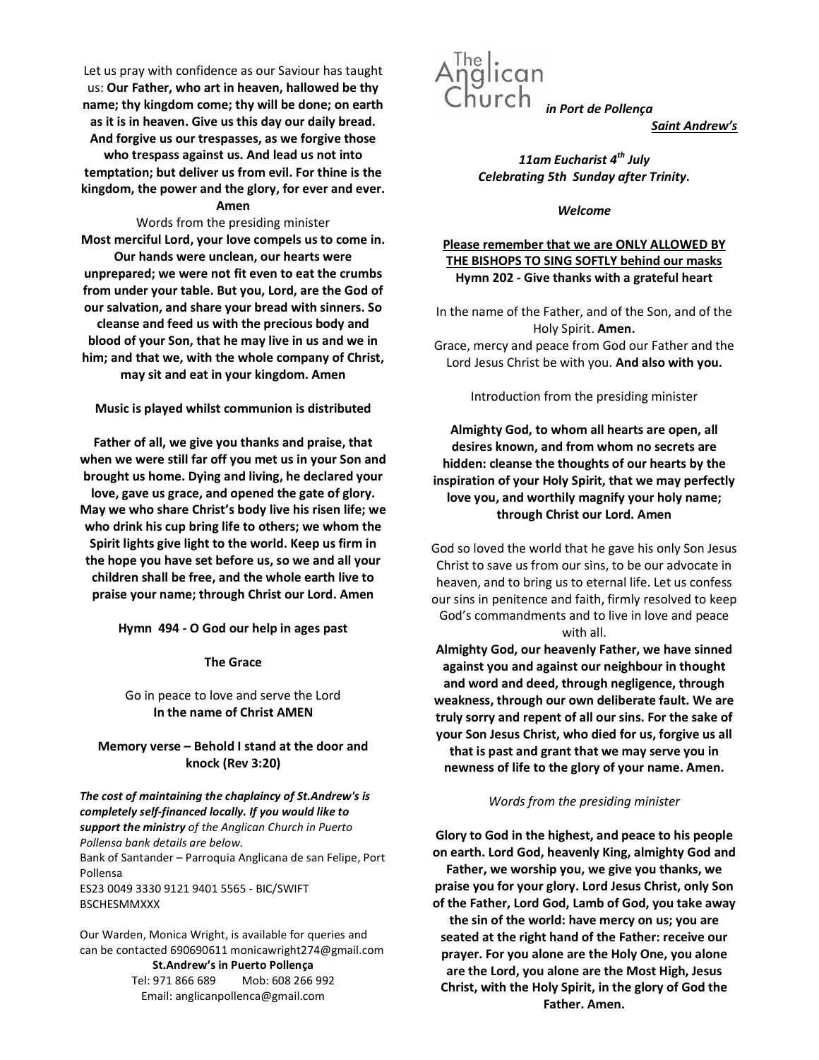The Anglican Church *in Port de Pollença*

***Saint Andrew's***

*11am Eucharist 4th July*
*Celebrating 5th Sunday after Trinity.*

*Welcome*

**Please remember that we are ONLY ALLOWED BY THE BISHOPS TO SING SOFTLY behind our masks**

**Hymn 202 - Give thanks with a grateful heart**

In the name of the Father, and of the Son, and of the Holy Spirit. **Amen.**

Grace, mercy and peace from God our Father and the Lord Jesus Christ be with you. **And also with you.**

Introduction from the presiding minister

**Almighty God, to whom all hearts are open, all desires known, and from whom no secrets are hidden: cleanse the thoughts of our hearts by the inspiration of your Holy Spirit, that we may perfectly love you, and worthily magnify your holy name; through Christ our Lord. Amen**

God so loved the world that he gave his only Son Jesus Christ to save us from our sins, to be our advocate in heaven, and to bring us to eternal life. Let us confess our sins in penitence and faith, firmly resolved to keep God's commandments and to live in love and peace with all.

**Almighty God, our heavenly Father, we have sinned against you and against our neighbour in thought and word and deed, through negligence, through weakness, through our own deliberate fault. We are truly sorry and repent of all our sins. For the sake of your Son Jesus Christ, who died for us, forgive us all that is past and grant that we may serve you in newness of life to the glory of your name. Amen.**

*Words from the presiding minister*

**Glory to God in the highest, and peace to his people on earth. Lord God, heavenly King, almighty God and Father, we worship you, we give you thanks, we praise you for your glory. Lord Jesus Christ, only Son of the Father, Lord God, Lamb of God, you take away the sin of the world: have mercy on us; you are seated at the right hand of the Father: receive our prayer. For you alone are the Holy One, you alone are the Lord, you alone are the Most High, Jesus Christ, with the Holy Spirit, in the glory of God the Father. Amen.**

Let us pray with confidence as our Saviour has taught us: **Our Father, who art in heaven, hallowed be thy name; thy kingdom come; thy will be done; on earth as it is in heaven. Give us this day our daily bread. And forgive us our trespasses, as we forgive those who trespass against us. And lead us not into temptation; but deliver us from evil. For thine is the kingdom, the power and the glory, for ever and ever. Amen**

Words from the presiding minister

**Most merciful Lord, your love compels us to come in. Our hands were unclean, our hearts were unprepared; we were not fit even to eat the crumbs from under your table. But you, Lord, are the God of our salvation, and share your bread with sinners. So cleanse and feed us with the precious body and blood of your Son, that he may live in us and we in him; and that we, with the whole company of Christ, may sit and eat in your kingdom. Amen**

**Music is played whilst communion is distributed**

**Father of all, we give you thanks and praise, that when we were still far off you met us in your Son and brought us home. Dying and living, he declared your love, gave us grace, and opened the gate of glory. May we who share Christ's body live his risen life; we who drink his cup bring life to others; we whom the Spirit lights give light to the world. Keep us firm in the hope you have set before us, so we and all your children shall be free, and the whole earth live to praise your name; through Christ our Lord. Amen**

**Hymn 494 - O God our help in ages past**

**The Grace**

Go in peace to love and serve the Lord
**In the name of Christ AMEN**

**Memory verse – Behold I stand at the door and knock (Rev 3:20)**

***The cost of maintaining the chaplaincy of St.Andrew's is completely self-financed locally. If you would like to support the ministry*** *of the Anglican Church in Puerto Pollensa bank details are below.*

Bank of Santander – Parroquia Anglicana de san Felipe, Port Pollensa
ES23 0049 3330 9121 9401 5565 - BIC/SWIFT BSCHESMMXXX

Our Warden, Monica Wright, is available for queries and can be contacted 690690611 monicawright274@gmail.com

**St.Andrew's in Puerto Pollença**
Tel: 971 866 689 Mob: 608 266 992
Email: anglicanpollenca@gmail.com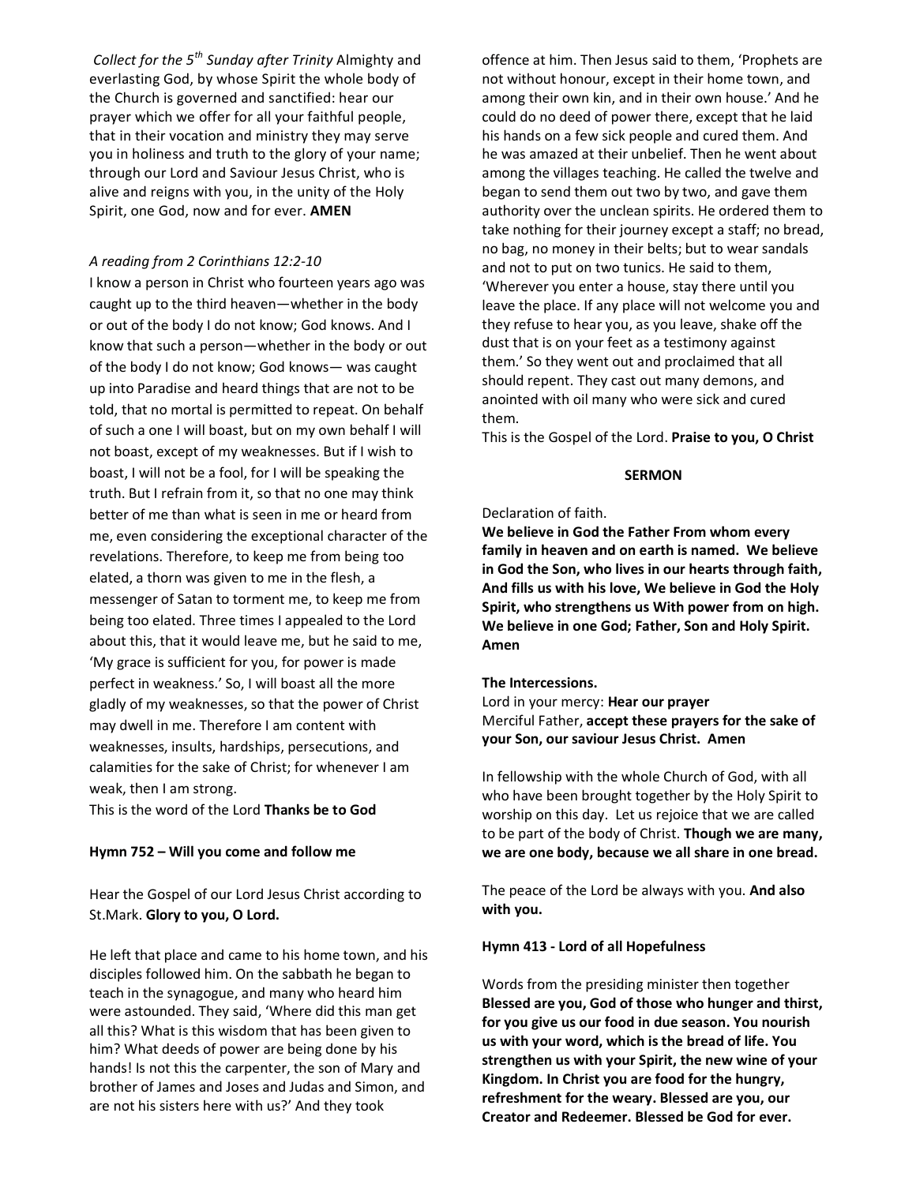*Collect for the 5th Sunday after Trinity* Almighty and everlasting God, by whose Spirit the whole body of the Church is governed and sanctified: hear our prayer which we offer for all your faithful people, that in their vocation and ministry they may serve you in holiness and truth to the glory of your name; through our Lord and Saviour Jesus Christ, who is alive and reigns with you, in the unity of the Holy Spirit, one God, now and for ever. **AMEN**

*A reading from 2 Corinthians 12:2-10*

I know a person in Christ who fourteen years ago was caught up to the third heaven—whether in the body or out of the body I do not know; God knows. And I know that such a person—whether in the body or out of the body I do not know; God knows— was caught up into Paradise and heard things that are not to be told, that no mortal is permitted to repeat. On behalf of such a one I will boast, but on my own behalf I will not boast, except of my weaknesses. But if I wish to boast, I will not be a fool, for I will be speaking the truth. But I refrain from it, so that no one may think better of me than what is seen in me or heard from me, even considering the exceptional character of the revelations. Therefore, to keep me from being too elated, a thorn was given to me in the flesh, a messenger of Satan to torment me, to keep me from being too elated. Three times I appealed to the Lord about this, that it would leave me, but he said to me, 'My grace is sufficient for you, for power is made perfect in weakness.' So, I will boast all the more gladly of my weaknesses, so that the power of Christ may dwell in me. Therefore I am content with weaknesses, insults, hardships, persecutions, and calamities for the sake of Christ; for whenever I am weak, then I am strong.

This is the word of the Lord **Thanks be to God**

**Hymn 752 – Will you come and follow me**

Hear the Gospel of our Lord Jesus Christ according to St.Mark. **Glory to you, O Lord.**

He left that place and came to his home town, and his disciples followed him. On the sabbath he began to teach in the synagogue, and many who heard him were astounded. They said, 'Where did this man get all this? What is this wisdom that has been given to him? What deeds of power are being done by his hands! Is not this the carpenter, the son of Mary and brother of James and Joses and Judas and Simon, and are not his sisters here with us?' And they took offence at him. Then Jesus said to them, 'Prophets are not without honour, except in their home town, and among their own kin, and in their own house.' And he could do no deed of power there, except that he laid his hands on a few sick people and cured them. And he was amazed at their unbelief. Then he went about among the villages teaching. He called the twelve and began to send them out two by two, and gave them authority over the unclean spirits. He ordered them to take nothing for their journey except a staff; no bread, no bag, no money in their belts; but to wear sandals and not to put on two tunics. He said to them, 'Wherever you enter a house, stay there until you leave the place. If any place will not welcome you and they refuse to hear you, as you leave, shake off the dust that is on your feet as a testimony against them.' So they went out and proclaimed that all should repent. They cast out many demons, and anointed with oil many who were sick and cured them.

This is the Gospel of the Lord. **Praise to you, O Christ**

**SERMON**

Declaration of faith.

**We believe in God the Father From whom every family in heaven and on earth is named. We believe in God the Son, who lives in our hearts through faith, And fills us with his love, We believe in God the Holy Spirit, who strengthens us With power from on high. We believe in one God; Father, Son and Holy Spirit. Amen**

**The Intercessions.**

Lord in your mercy: **Hear our prayer**

Merciful Father, **accept these prayers for the sake of your Son, our saviour Jesus Christ. Amen**

In fellowship with the whole Church of God, with all who have been brought together by the Holy Spirit to worship on this day. Let us rejoice that we are called to be part of the body of Christ. **Though we are many, we are one body, because we all share in one bread.**

The peace of the Lord be always with you. **And also with you.**

**Hymn 413 - Lord of all Hopefulness**

Words from the presiding minister then together **Blessed are you, God of those who hunger and thirst, for you give us our food in due season. You nourish us with your word, which is the bread of life. You strengthen us with your Spirit, the new wine of your Kingdom. In Christ you are food for the hungry, refreshment for the weary. Blessed are you, our Creator and Redeemer. Blessed be God for ever.**